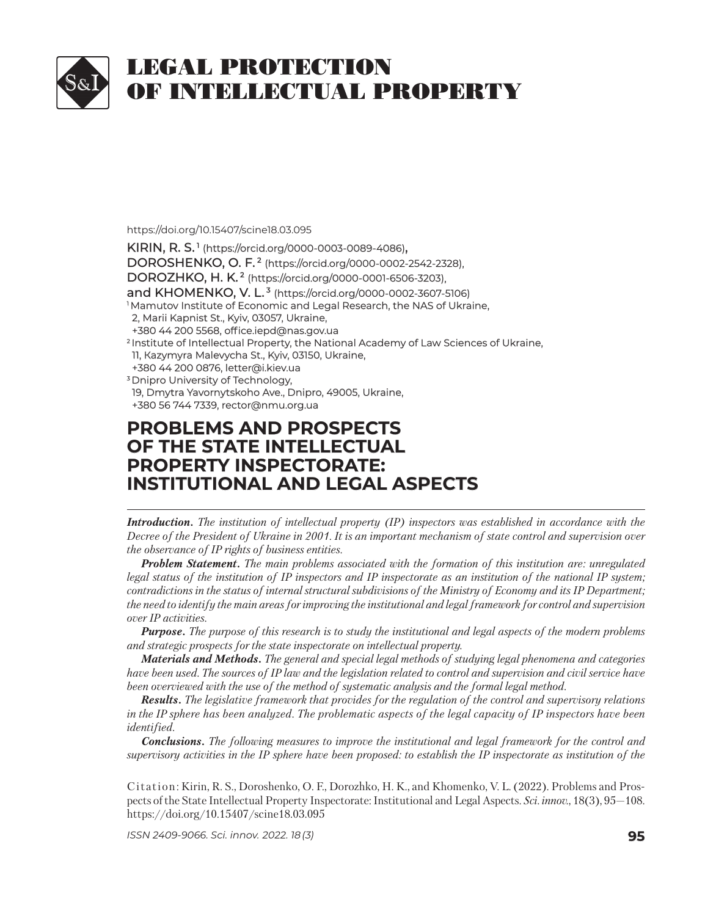# LEGAL PROTECTION OF INTELLECTUAL PROPERTY

https://doi.org/10.15407/scine18.03.095

KIRIN, R. S.[1] (https://orcid.org/0000-0003-0089-4086),
DOROSHENKO, O. F.[2] (https://orcid.org/0000-0002-2542-2328),
DOROZHKO, H. K.[2] (https://orcid.org/0000-0001-6506-3203),
and KHOMENKO, V. L.[3] (https://orcid.org/0000-0002-3607-5106)

[1] Mamutov Institute of Economic and Legal Research, the NAS of Ukraine,
2, Marii Kapnist St., Kyiv, 03057, Ukraine,
+380 44 200 5568, office.iepd@nas.gov.ua

[2] Institute of Intellectual Property, the National Academy of Law Sciences of Ukraine,
11, Kazymyra Malevycha St., Kyiv, 03150, Ukraine,
+380 44 200 0876, letter@i.kiev.ua

[3] Dnipro University of Technology,
19, Dmytra Yavornytskoho Ave., Dnipro, 49005, Ukraine,
+380 56 744 7339, rector@nmu.org.ua

## PROBLEMS AND PROSPECTS OF THE STATE INTELLECTUAL PROPERTY INSPECTORATE: INSTITUTIONAL AND LEGAL ASPECTS

***Introduction.*** *The institution of intellectual property (IP) inspectors was established in accordance with the Decree of the President of Ukraine in 2001. It is an important mechanism of state control and supervision over the observance of IP rights of business entities.*

***Problem Statement.*** *The main problems associated with the formation of this institution are: unregulated legal status of the institution of IP inspectors and IP inspectorate as an institution of the national IP system; contradictions in the status of internal structural subdivisions of the Ministry of Economy and its IP Department; the need to identify the main areas for improving the institutional and legal framework for control and supervision over IP activities.*

***Purpose.*** *The purpose of this research is to study the institutional and legal aspects of the modern problems and strategic prospects for the state inspectorate on intellectual property.*

***Materials and Methods.*** *The general and special legal methods of studying legal phenomena and categories have been used. The sources of IP law and the legislation related to control and supervision and civil service have been overviewed with the use of the method of systematic analysis and the formal legal method.*

***Results.*** *The legislative framework that provides for the regulation of the control and supervisory relations in the IP sphere has been analyzed. The problematic aspects of the legal capacity of IP inspectors have been identified.*

***Conclusions.*** *The following measures to improve the institutional and legal framework for the control and supervisory activities in the IP sphere have been proposed: to establish the IP inspectorate as institution of the*

Citation: Kirin, R. S., Doroshenko, O. F., Dorozhko, H. K., and Khomenko, V. L. (2022). Problems and Prospects of the State Intellectual Property Inspectorate: Institutional and Legal Aspects. *Sci. innov.*, 18(3), 95–108. https://doi.org/10.15407/scine18.03.095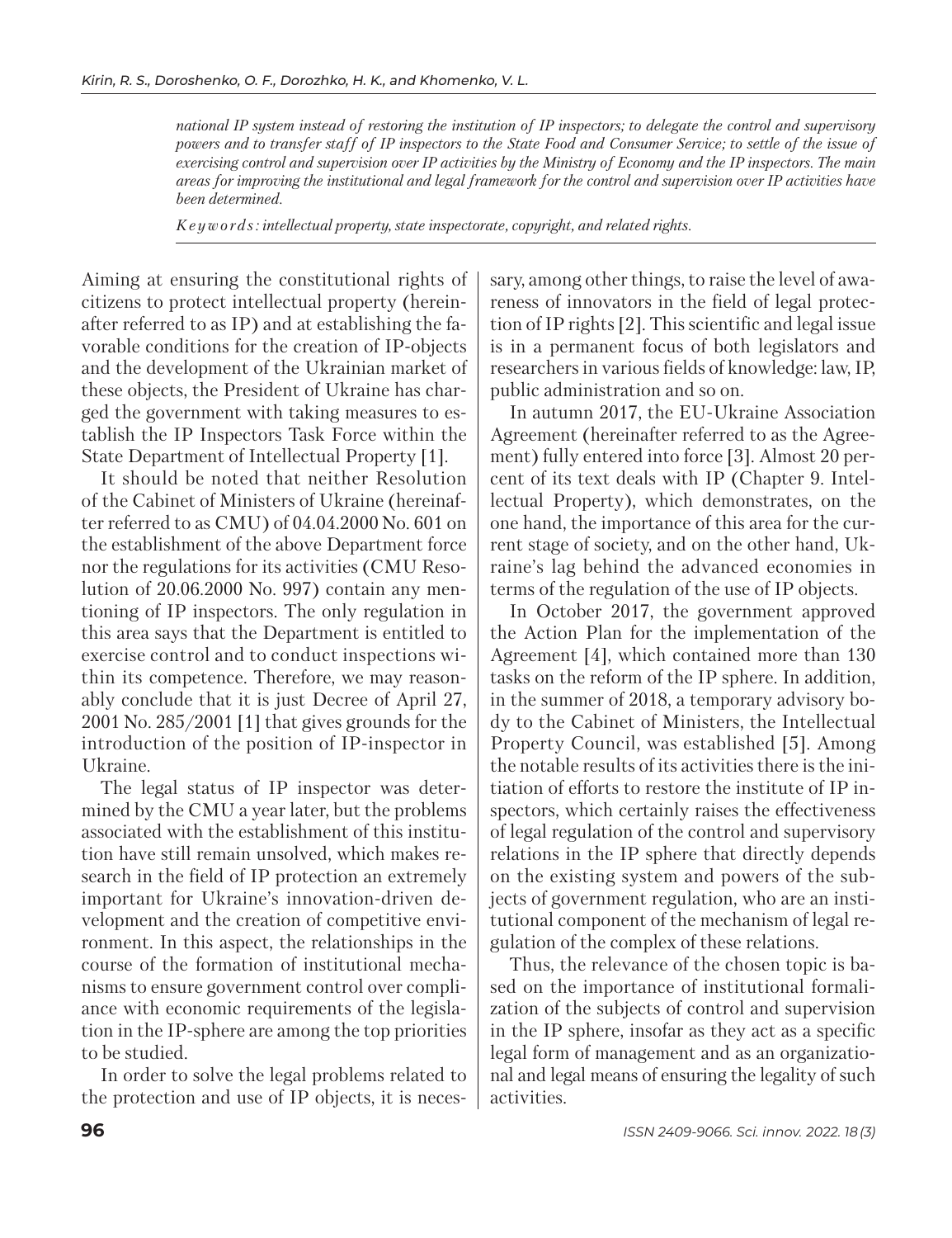*national IP system instead of restoring the institution of IP inspectors; to delegate the control and supervisory powers and to transfer staff of IP inspectors to the State Food and Consumer Service; to settle of the issue of exercising control and supervision over IP activities by the Ministry of Economy and the IP inspectors. The main areas for improving the institutional and legal framework for the control and supervision over IP activities have been determined.*

*Keywords: intellectual property, state inspectorate, copyright, and related rights.*

Aiming at ensuring the constitutional rights of citizens to protect intellectual property (hereinafter referred to as IP) and at establishing the favorable conditions for the creation of IP-objects and the development of the Ukrainian market of these objects, the President of Ukraine has charged the government with taking measures to establish the IP Inspectors Task Force within the State Department of Intellectual Property [1].

It should be noted that neither Resolution of the Cabinet of Ministers of Ukraine (hereinafter referred to as CMU) of 04.04.2000 No. 601 on the establishment of the above Department force nor the regulations for its activities (CMU Resolution of 20.06.2000 No. 997) contain any mentioning of IP inspectors. The only regulation in this area says that the Department is entitled to exercise control and to conduct inspections within its competence. Therefore, we may reasonably conclude that it is just Decree of April 27, 2001 No. 285/2001 [1] that gives grounds for the introduction of the position of IP-inspector in Ukraine.

The legal status of IP inspector was determined by the CMU a year later, but the problems associated with the establishment of this institution have still remain unsolved, which makes research in the field of IP protection an extremely important for Ukraine's innovation-driven development and the creation of competitive environment. In this aspect, the relationships in the course of the formation of institutional mechanisms to ensure government control over compliance with economic requirements of the legislation in the IP-sphere are among the top priorities to be studied.

In order to solve the legal problems related to the protection and use of IP objects, it is necessary, among other things, to raise the level of awareness of innovators in the field of legal protection of IP rights [2]. This scientific and legal issue is in a permanent focus of both legislators and researchers in various fields of knowledge: law, IP, public administration and so on.

In autumn 2017, the EU-Ukraine Association Agreement (hereinafter referred to as the Agreement) fully entered into force [3]. Almost 20 percent of its text deals with IP (Chapter 9. Intellectual Property), which demonstrates, on the one hand, the importance of this area for the current stage of society, and on the other hand, Ukraine's lag behind the advanced economies in terms of the regulation of the use of IP objects.

In October 2017, the government approved the Action Plan for the implementation of the Agreement [4], which contained more than 130 tasks on the reform of the IP sphere. In addition, in the summer of 2018, a temporary advisory body to the Cabinet of Ministers, the Intellectual Property Council, was established [5]. Among the notable results of its activities there is the initiation of efforts to restore the institute of IP inspectors, which certainly raises the effectiveness of legal regulation of the control and supervisory relations in the IP sphere that directly depends on the existing system and powers of the subjects of government regulation, who are an institutional component of the mechanism of legal regulation of the complex of these relations.

Thus, the relevance of the chosen topic is based on the importance of institutional formalization of the subjects of control and supervision in the IP sphere, insofar as they act as a specific legal form of management and as an organizational and legal means of ensuring the legality of such activities.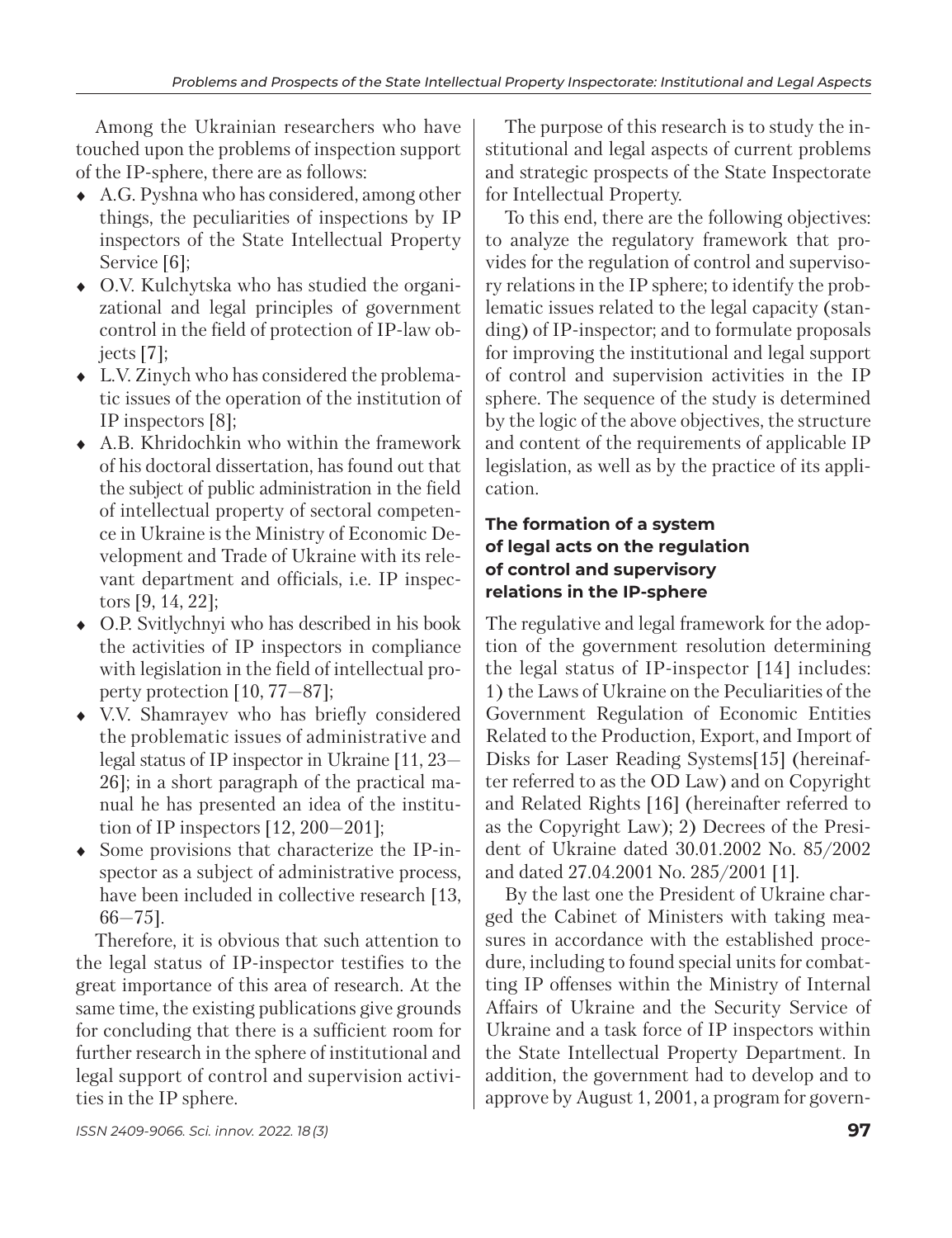Among the Ukrainian researchers who have touched upon the problems of inspection support of the IP-sphere, there are as follows:

- A.G. Pyshna who has considered, among other things, the peculiarities of inspections by IP inspectors of the State Intellectual Property Service [6];
- O.V. Kulchytska who has studied the organizational and legal principles of government control in the field of protection of IP-law objects [7];
- L.V. Zinych who has considered the problematic issues of the operation of the institution of IP inspectors [8];
- A.B. Khridochkin who within the framework of his doctoral dissertation, has found out that the subject of public administration in the field of intellectual property of sectoral competence in Ukraine is the Ministry of Economic Development and Trade of Ukraine with its relevant department and officials, i.e. IP inspectors [9, 14, 22];
- O.P. Svitlychnyi who has described in his book the activities of IP inspectors in compliance with legislation in the field of intellectual property protection [10, 77—87];
- V.V. Shamrayev who has briefly considered the problematic issues of administrative and legal status of IP inspector in Ukraine [11, 23—26]; in a short paragraph of the practical manual he has presented an idea of the institution of IP inspectors [12, 200—201];
- Some provisions that characterize the IP-inspector as a subject of administrative process, have been included in collective research [13, 66—75].

Therefore, it is obvious that such attention to the legal status of IP-inspector testifies to the great importance of this area of research. At the same time, the existing publications give grounds for concluding that there is a sufficient room for further research in the sphere of institutional and legal support of control and supervision activities in the IP sphere.

The purpose of this research is to study the institutional and legal aspects of current problems and strategic prospects of the State Inspectorate for Intellectual Property.

To this end, there are the following objectives: to analyze the regulatory framework that provides for the regulation of control and supervisory relations in the IP sphere; to identify the problematic issues related to the legal capacity (standing) of IP-inspector; and to formulate proposals for improving the institutional and legal support of control and supervision activities in the IP sphere. The sequence of the study is determined by the logic of the above objectives, the structure and content of the requirements of applicable IP legislation, as well as by the practice of its application.

## The formation of a system of legal acts on the regulation of control and supervisory relations in the IP-sphere

The regulative and legal framework for the adoption of the government resolution determining the legal status of IP-inspector [14] includes: 1) the Laws of Ukraine on the Peculiarities of the Government Regulation of Economic Entities Related to the Production, Export, and Import of Disks for Laser Reading Systems[15] (hereinafter referred to as the OD Law) and on Copyright and Related Rights [16] (hereinafter referred to as the Copyright Law); 2) Decrees of the President of Ukraine dated 30.01.2002 No. 85/2002 and dated 27.04.2001 No. 285/2001 [1].

By the last one the President of Ukraine charged the Cabinet of Ministers with taking measures in accordance with the established procedure, including to found special units for combatting IP offenses within the Ministry of Internal Affairs of Ukraine and the Security Service of Ukraine and a task force of IP inspectors within the State Intellectual Property Department. In addition, the government had to develop and to approve by August 1, 2001, a program for govern-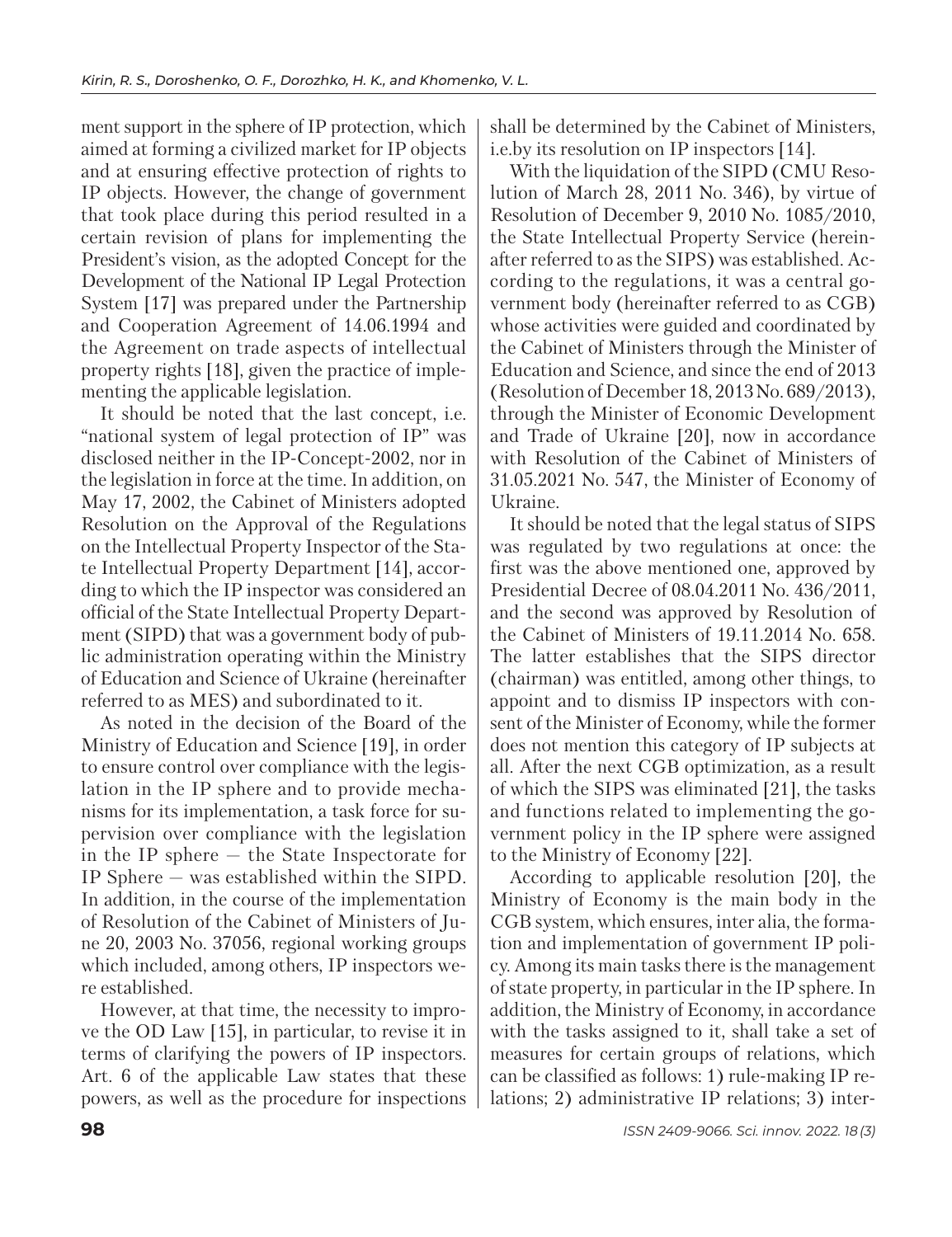ment support in the sphere of IP protection, which aimed at forming a civilized market for IP objects and at ensuring effective protection of rights to IP objects. However, the change of government that took place during this period resulted in a certain revision of plans for implementing the President's vision, as the adopted Concept for the Development of the National IP Legal Protection System [17] was prepared under the Partnership and Cooperation Agreement of 14.06.1994 and the Agreement on trade aspects of intellectual property rights [18], given the practice of implementing the applicable legislation.

It should be noted that the last concept, i.e. "national system of legal protection of IP" was disclosed neither in the IP-Concept-2002, nor in the legislation in force at the time. In addition, on May 17, 2002, the Cabinet of Ministers adopted Resolution on the Approval of the Regulations on the Intellectual Property Inspector of the State Intellectual Property Department [14], according to which the IP inspector was considered an official of the State Intellectual Property Department (SIPD) that was a government body of public administration operating within the Ministry of Education and Science of Ukraine (hereinafter referred to as MES) and subordinated to it.

As noted in the decision of the Board of the Ministry of Education and Science [19], in order to ensure control over compliance with the legislation in the IP sphere and to provide mechanisms for its implementation, a task force for supervision over compliance with the legislation in the IP sphere — the State Inspectorate for IP Sphere — was established within the SIPD. In addition, in the course of the implementation of Resolution of the Cabinet of Ministers of June 20, 2003 No. 37056, regional working groups which included, among others, IP inspectors were established.

However, at that time, the necessity to improve the OD Law [15], in particular, to revise it in terms of clarifying the powers of IP inspectors. Art. 6 of the applicable Law states that these powers, as well as the procedure for inspections shall be determined by the Cabinet of Ministers, i.e.by its resolution on IP inspectors [14].

With the liquidation of the SIPD (CMU Resolution of March 28, 2011 No. 346), by virtue of Resolution of December 9, 2010 No. 1085/2010, the State Intellectual Property Service (hereinafter referred to as the SIPS) was established. According to the regulations, it was a central government body (hereinafter referred to as CGB) whose activities were guided and coordinated by the Cabinet of Ministers through the Minister of Education and Science, and since the end of 2013 (Resolution of December 18, 2013 No. 689/2013), through the Minister of Economic Development and Trade of Ukraine [20], now in accordance with Resolution of the Cabinet of Ministers of 31.05.2021 No. 547, the Minister of Economy of Ukraine.

It should be noted that the legal status of SIPS was regulated by two regulations at once: the first was the above mentioned one, approved by Presidential Decree of 08.04.2011 No. 436/2011, and the second was approved by Resolution of the Cabinet of Ministers of 19.11.2014 No. 658. The latter establishes that the SIPS director (chairman) was entitled, among other things, to appoint and to dismiss IP inspectors with consent of the Minister of Economy, while the former does not mention this category of IP subjects at all. After the next CGB optimization, as a result of which the SIPS was eliminated [21], the tasks and functions related to implementing the government policy in the IP sphere were assigned to the Ministry of Economy [22].

According to applicable resolution [20], the Ministry of Economy is the main body in the CGB system, which ensures, inter alia, the formation and implementation of government IP policy. Among its main tasks there is the management of state property, in particular in the IP sphere. In addition, the Ministry of Economy, in accordance with the tasks assigned to it, shall take a set of measures for certain groups of relations, which can be classified as follows: 1) rule-making IP relations; 2) administrative IP relations; 3) inter-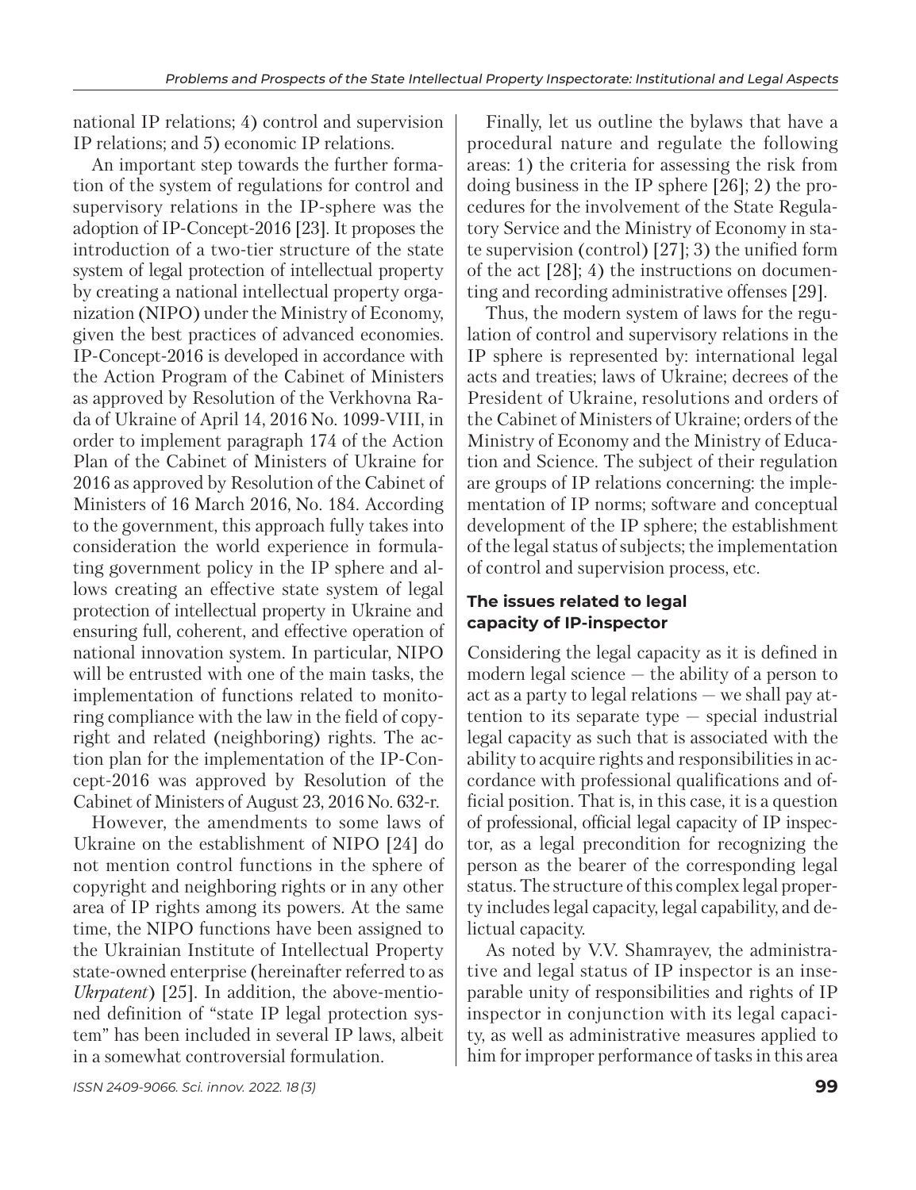national IP relations; 4) control and supervision IP relations; and 5) economic IP relations.

An important step towards the further formation of the system of regulations for control and supervisory relations in the IP-sphere was the adoption of IP-Concept-2016 [23]. It proposes the introduction of a two-tier structure of the state system of legal protection of intellectual property by creating a national intellectual property organization (NIPO) under the Ministry of Economy, given the best practices of advanced economies. IP-Concept-2016 is developed in accordance with the Action Program of the Cabinet of Ministers as approved by Resolution of the Verkhovna Rada of Ukraine of April 14, 2016 No. 1099-VIII, in order to implement paragraph 174 of the Action Plan of the Cabinet of Ministers of Ukraine for 2016 as approved by Resolution of the Cabinet of Ministers of 16 March 2016, No. 184. According to the government, this approach fully takes into consideration the world experience in formulating government policy in the IP sphere and allows creating an effective state system of legal protection of intellectual property in Ukraine and ensuring full, coherent, and effective operation of national innovation system. In particular, NIPO will be entrusted with one of the main tasks, the implementation of functions related to monitoring compliance with the law in the field of copyright and related (neighboring) rights. The action plan for the implementation of the IP-Concept-2016 was approved by Resolution of the Cabinet of Ministers of August 23, 2016 No. 632-r.

However, the amendments to some laws of Ukraine on the establishment of NIPO [24] do not mention control functions in the sphere of copyright and neighboring rights or in any other area of IP rights among its powers. At the same time, the NIPO functions have been assigned to the Ukrainian Institute of Intellectual Property state-owned enterprise (hereinafter referred to as *Ukrpatent*) [25]. In addition, the above-mentioned definition of "state IP legal protection system" has been included in several IP laws, albeit in a somewhat controversial formulation.

Finally, let us outline the bylaws that have a procedural nature and regulate the following areas: 1) the criteria for assessing the risk from doing business in the IP sphere [26]; 2) the procedures for the involvement of the State Regulatory Service and the Ministry of Economy in state supervision (control) [27]; 3) the unified form of the act [28]; 4) the instructions on documenting and recording administrative offenses [29].

Thus, the modern system of laws for the regulation of control and supervisory relations in the IP sphere is represented by: international legal acts and treaties; laws of Ukraine; decrees of the President of Ukraine, resolutions and orders of the Cabinet of Ministers of Ukraine; orders of the Ministry of Economy and the Ministry of Education and Science. The subject of their regulation are groups of IP relations concerning: the implementation of IP norms; software and conceptual development of the IP sphere; the establishment of the legal status of subjects; the implementation of control and supervision process, etc.

## The issues related to legal capacity of IP-inspector

Considering the legal capacity as it is defined in modern legal science — the ability of a person to act as a party to legal relations — we shall pay attention to its separate type — special industrial legal capacity as such that is associated with the ability to acquire rights and responsibilities in accordance with professional qualifications and official position. That is, in this case, it is a question of professional, official legal capacity of IP inspector, as a legal precondition for recognizing the person as the bearer of the corresponding legal status. The structure of this complex legal property includes legal capacity, legal capability, and delictual capacity.

As noted by V.V. Shamrayev, the administrative and legal status of IP inspector is an inseparable unity of responsibilities and rights of IP inspector in conjunction with its legal capacity, as well as administrative measures applied to him for improper performance of tasks in this area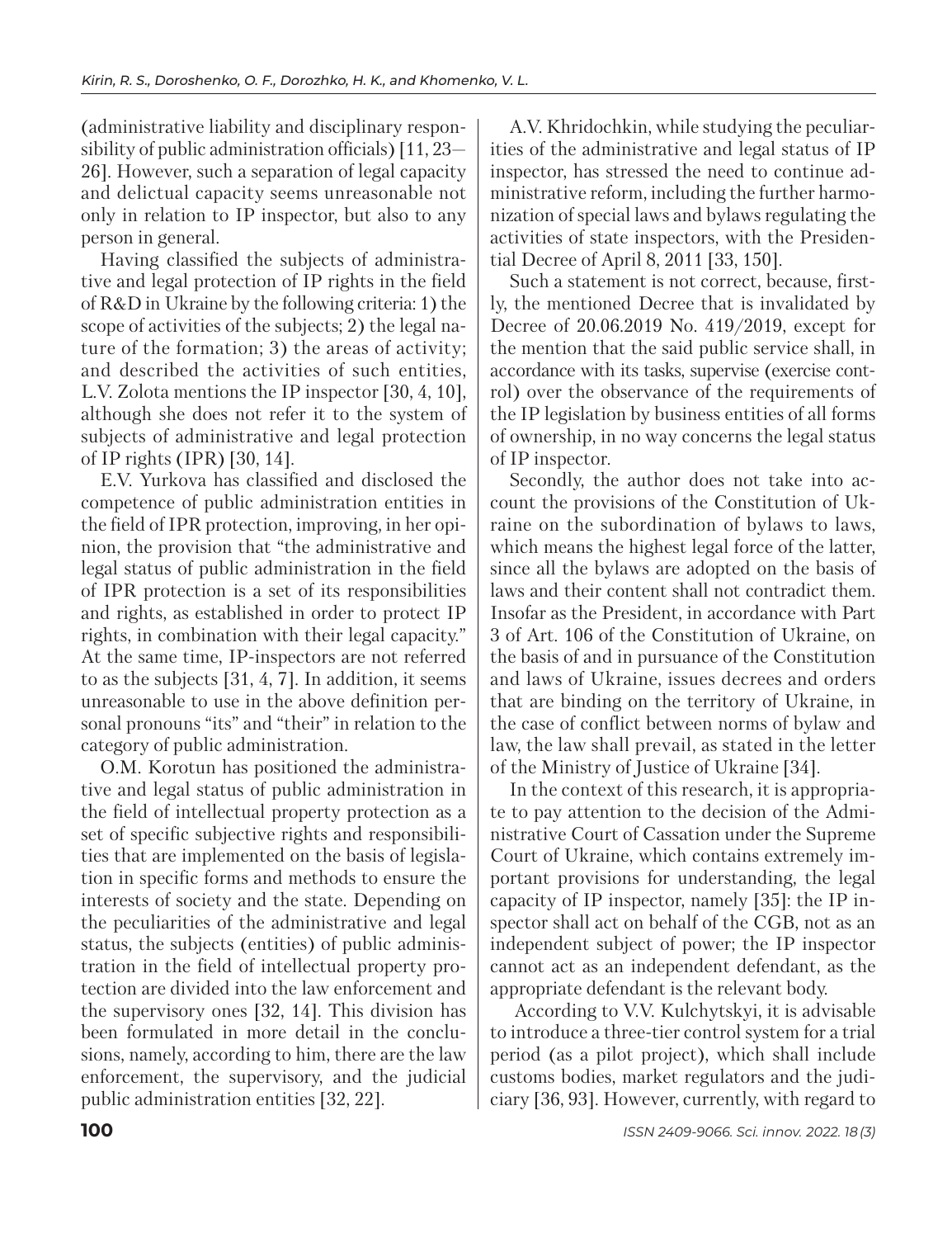(administrative liability and disciplinary responsibility of public administration officials) [11, 23—26]. However, such a separation of legal capacity and delictual capacity seems unreasonable not only in relation to IP inspector, but also to any person in general.

Having classified the subjects of administrative and legal protection of IP rights in the field of R&D in Ukraine by the following criteria: 1) the scope of activities of the subjects; 2) the legal nature of the formation; 3) the areas of activity; and described the activities of such entities, L.V. Zolota mentions the IP inspector [30, 4, 10], although she does not refer it to the system of subjects of administrative and legal protection of IP rights (IPR) [30, 14].

E.V. Yurkova has classified and disclosed the competence of public administration entities in the field of IPR protection, improving, in her opinion, the provision that "the administrative and legal status of public administration in the field of IPR protection is a set of its responsibilities and rights, as established in order to protect IP rights, in combination with their legal capacity." At the same time, IP-inspectors are not referred to as the subjects [31, 4, 7]. In addition, it seems unreasonable to use in the above definition personal pronouns "its" and "their" in relation to the category of public administration.

O.M. Korotun has positioned the administrative and legal status of public administration in the field of intellectual property protection as a set of specific subjective rights and responsibilities that are implemented on the basis of legislation in specific forms and methods to ensure the interests of society and the state. Depending on the peculiarities of the administrative and legal status, the subjects (entities) of public administration in the field of intellectual property protection are divided into the law enforcement and the supervisory ones [32, 14]. This division has been formulated in more detail in the conclusions, namely, according to him, there are the law enforcement, the supervisory, and the judicial public administration entities [32, 22].

A.V. Khridochkin, while studying the peculiarities of the administrative and legal status of IP inspector, has stressed the need to continue administrative reform, including the further harmonization of special laws and bylaws regulating the activities of state inspectors, with the Presidential Decree of April 8, 2011 [33, 150].

Such a statement is not correct, because, firstly, the mentioned Decree that is invalidated by Decree of 20.06.2019 No. 419/2019, except for the mention that the said public service shall, in accordance with its tasks, supervise (exercise control) over the observance of the requirements of the IP legislation by business entities of all forms of ownership, in no way concerns the legal status of IP inspector.

Secondly, the author does not take into account the provisions of the Constitution of Ukraine on the subordination of bylaws to laws, which means the highest legal force of the latter, since all the bylaws are adopted on the basis of laws and their content shall not contradict them. Insofar as the President, in accordance with Part 3 of Art. 106 of the Constitution of Ukraine, on the basis of and in pursuance of the Constitution and laws of Ukraine, issues decrees and orders that are binding on the territory of Ukraine, in the case of conflict between norms of bylaw and law, the law shall prevail, as stated in the letter of the Ministry of Justice of Ukraine [34].

In the context of this research, it is appropriate to pay attention to the decision of the Administrative Court of Cassation under the Supreme Court of Ukraine, which contains extremely important provisions for understanding, the legal capacity of IP inspector, namely [35]: the IP inspector shall act on behalf of the CGB, not as an independent subject of power; the IP inspector cannot act as an independent defendant, as the appropriate defendant is the relevant body.

According to V.V. Kulchytskyi, it is advisable to introduce a three-tier control system for a trial period (as a pilot project), which shall include customs bodies, market regulators and the judiciary [36, 93]. However, currently, with regard to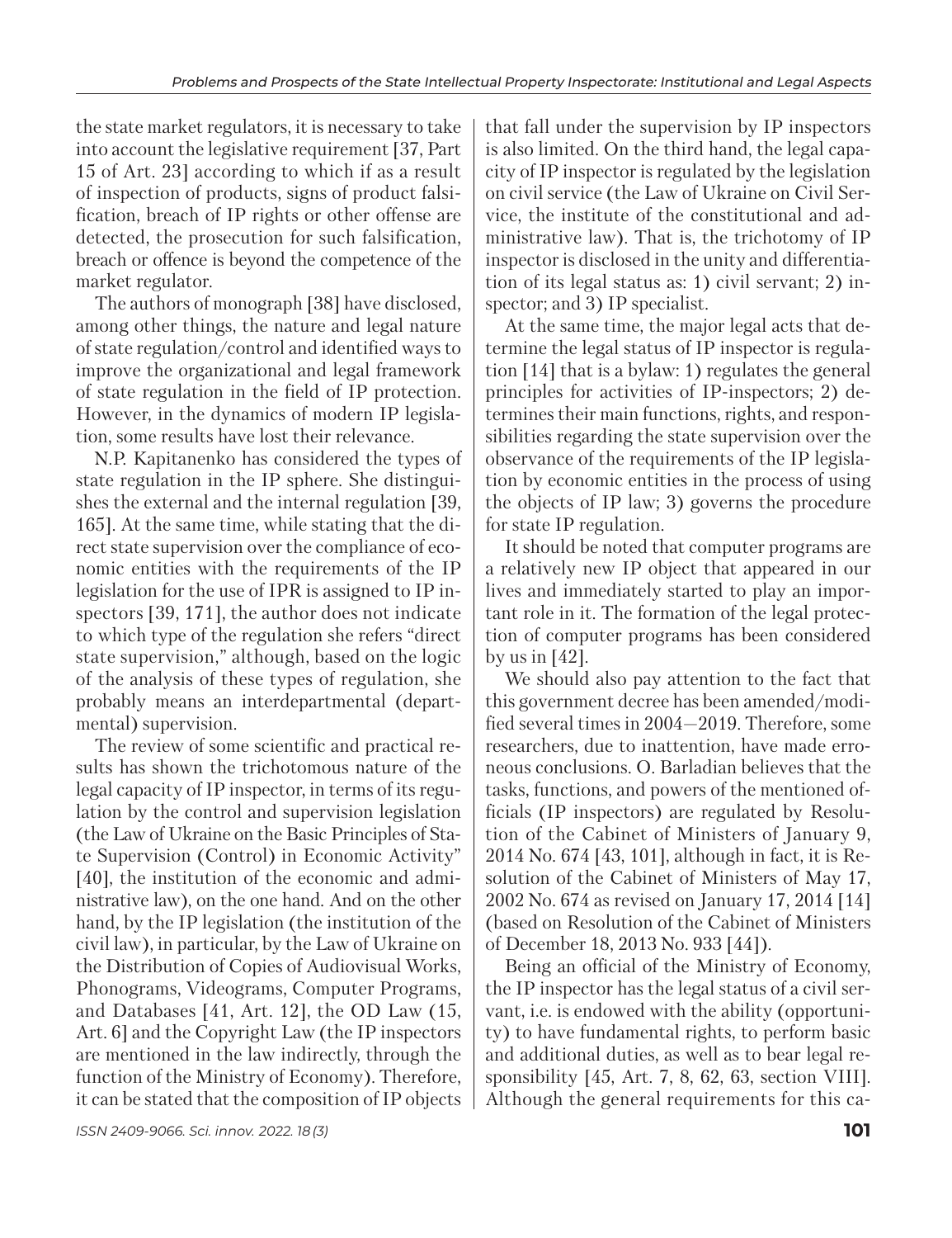the state market regulators, it is necessary to take into account the legislative requirement [37, Part 15 of Art. 23] according to which if as a result of inspection of products, signs of product falsification, breach of IP rights or other offense are detected, the prosecution for such falsification, breach or offence is beyond the competence of the market regulator.

The authors of monograph [38] have disclosed, among other things, the nature and legal nature of state regulation/control and identified ways to improve the organizational and legal framework of state regulation in the field of IP protection. However, in the dynamics of modern IP legislation, some results have lost their relevance.

N.P. Kapitanenko has considered the types of state regulation in the IP sphere. She distinguishes the external and the internal regulation [39, 165]. At the same time, while stating that the direct state supervision over the compliance of economic entities with the requirements of the IP legislation for the use of IPR is assigned to IP inspectors [39, 171], the author does not indicate to which type of the regulation she refers "direct state supervision," although, based on the logic of the analysis of these types of regulation, she probably means an interdepartmental (departmental) supervision.

The review of some scientific and practical results has shown the trichotomous nature of the legal capacity of IP inspector, in terms of its regulation by the control and supervision legislation (the Law of Ukraine on the Basic Principles of State Supervision (Control) in Economic Activity" [40], the institution of the economic and administrative law), on the one hand. And on the other hand, by the IP legislation (the institution of the civil law), in particular, by the Law of Ukraine on the Distribution of Copies of Audiovisual Works, Phonograms, Videograms, Computer Programs, and Databases [41, Art. 12], the OD Law (15, Art. 6] and the Copyright Law (the IP inspectors are mentioned in the law indirectly, through the function of the Ministry of Economy). Therefore, it can be stated that the composition of IP objects that fall under the supervision by IP inspectors is also limited. On the third hand, the legal capacity of IP inspector is regulated by the legislation on civil service (the Law of Ukraine on Civil Service, the institute of the constitutional and administrative law). That is, the trichotomy of IP inspector is disclosed in the unity and differentiation of its legal status as: 1) civil servant; 2) inspector; and 3) IP specialist.

At the same time, the major legal acts that determine the legal status of IP inspector is regulation [14] that is a bylaw: 1) regulates the general principles for activities of IP-inspectors; 2) determines their main functions, rights, and responsibilities regarding the state supervision over the observance of the requirements of the IP legislation by economic entities in the process of using the objects of IP law; 3) governs the procedure for state IP regulation.

It should be noted that computer programs are a relatively new IP object that appeared in our lives and immediately started to play an important role in it. The formation of the legal protection of computer programs has been considered by us in [42].

We should also pay attention to the fact that this government decree has been amended/modified several times in 2004—2019. Therefore, some researchers, due to inattention, have made erroneous conclusions. O. Barladian believes that the tasks, functions, and powers of the mentioned officials (IP inspectors) are regulated by Resolution of the Cabinet of Ministers of January 9, 2014 No. 674 [43, 101], although in fact, it is Resolution of the Cabinet of Ministers of May 17, 2002 No. 674 as revised on January 17, 2014 [14] (based on Resolution of the Cabinet of Ministers of December 18, 2013 No. 933 [44]).

Being an official of the Ministry of Economy, the IP inspector has the legal status of a civil servant, i.e. is endowed with the ability (opportunity) to have fundamental rights, to perform basic and additional duties, as well as to bear legal responsibility [45, Art. 7, 8, 62, 63, section VIII]. Although the general requirements for this ca-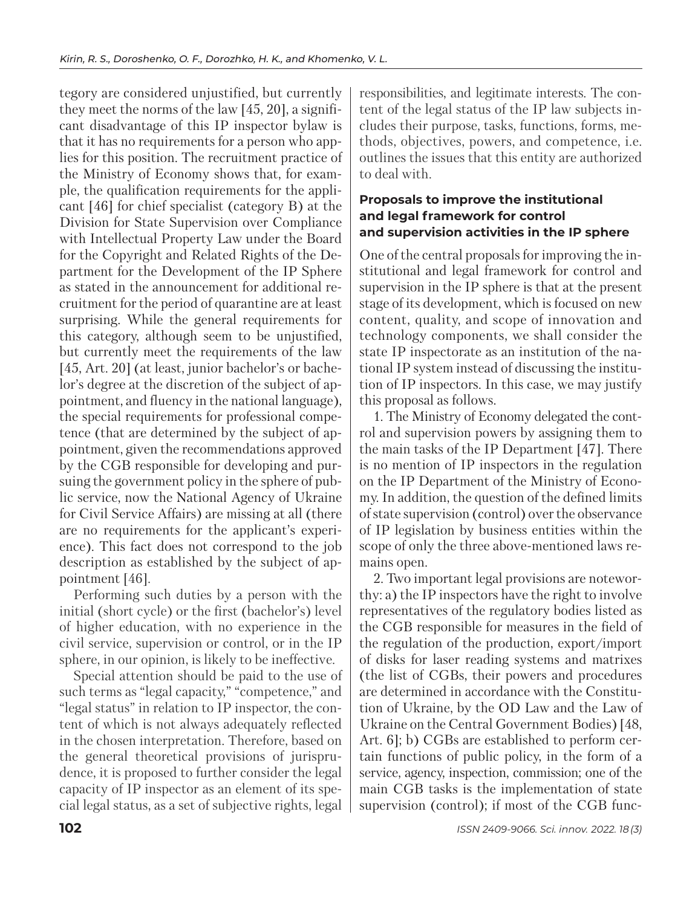tegory are considered unjustified, but currently they meet the norms of the law [45, 20], a significant disadvantage of this IP inspector bylaw is that it has no requirements for a person who applies for this position. The recruitment practice of the Ministry of Economy shows that, for example, the qualification requirements for the applicant [46] for chief specialist (category B) at the Division for State Supervision over Compliance with Intellectual Property Law under the Board for the Copyright and Related Rights of the Department for the Development of the IP Sphere as stated in the announcement for additional recruitment for the period of quarantine are at least surprising. While the general requirements for this category, although seem to be unjustified, but currently meet the requirements of the law [45, Art. 20] (at least, junior bachelor's or bachelor's degree at the discretion of the subject of appointment, and fluency in the national language), the special requirements for professional competence (that are determined by the subject of appointment, given the recommendations approved by the CGB responsible for developing and pursuing the government policy in the sphere of public service, now the National Agency of Ukraine for Civil Service Affairs) are missing at all (there are no requirements for the applicant's experience). This fact does not correspond to the job description as established by the subject of appointment [46].

Performing such duties by a person with the initial (short cycle) or the first (bachelor's) level of higher education, with no experience in the civil service, supervision or control, or in the IP sphere, in our opinion, is likely to be ineffective.

Special attention should be paid to the use of such terms as "legal capacity," "competence," and "legal status" in relation to IP inspector, the content of which is not always adequately reflected in the chosen interpretation. Therefore, based on the general theoretical provisions of jurisprudence, it is proposed to further consider the legal capacity of IP inspector as an element of its special legal status, as a set of subjective rights, legal responsibilities, and legitimate interests. The content of the legal status of the IP law subjects includes their purpose, tasks, functions, forms, methods, objectives, powers, and competence, i.e. outlines the issues that this entity are authorized to deal with.

### Proposals to improve the institutional and legal framework for control and supervision activities in the IP sphere

One of the central proposals for improving the institutional and legal framework for control and supervision in the IP sphere is that at the present stage of its development, which is focused on new content, quality, and scope of innovation and technology components, we shall consider the state IP inspectorate as an institution of the national IP system instead of discussing the institution of IP inspectors. In this case, we may justify this proposal as follows.

1. The Ministry of Economy delegated the control and supervision powers by assigning them to the main tasks of the IP Department [47]. There is no mention of IP inspectors in the regulation on the IP Department of the Ministry of Economy. In addition, the question of the defined limits of state supervision (control) over the observance of IP legislation by business entities within the scope of only the three above-mentioned laws remains open.

2. Two important legal provisions are noteworthy: a) the IP inspectors have the right to involve representatives of the regulatory bodies listed as the CGB responsible for measures in the field of the regulation of the production, export/import of disks for laser reading systems and matrixes (the list of CGBs, their powers and procedures are determined in accordance with the Constitution of Ukraine, by the OD Law and the Law of Ukraine on the Central Government Bodies) [48, Art. 6]; b) CGBs are established to perform certain functions of public policy, in the form of a service, agency, inspection, commission; one of the main CGB tasks is the implementation of state supervision (control); if most of the CGB func-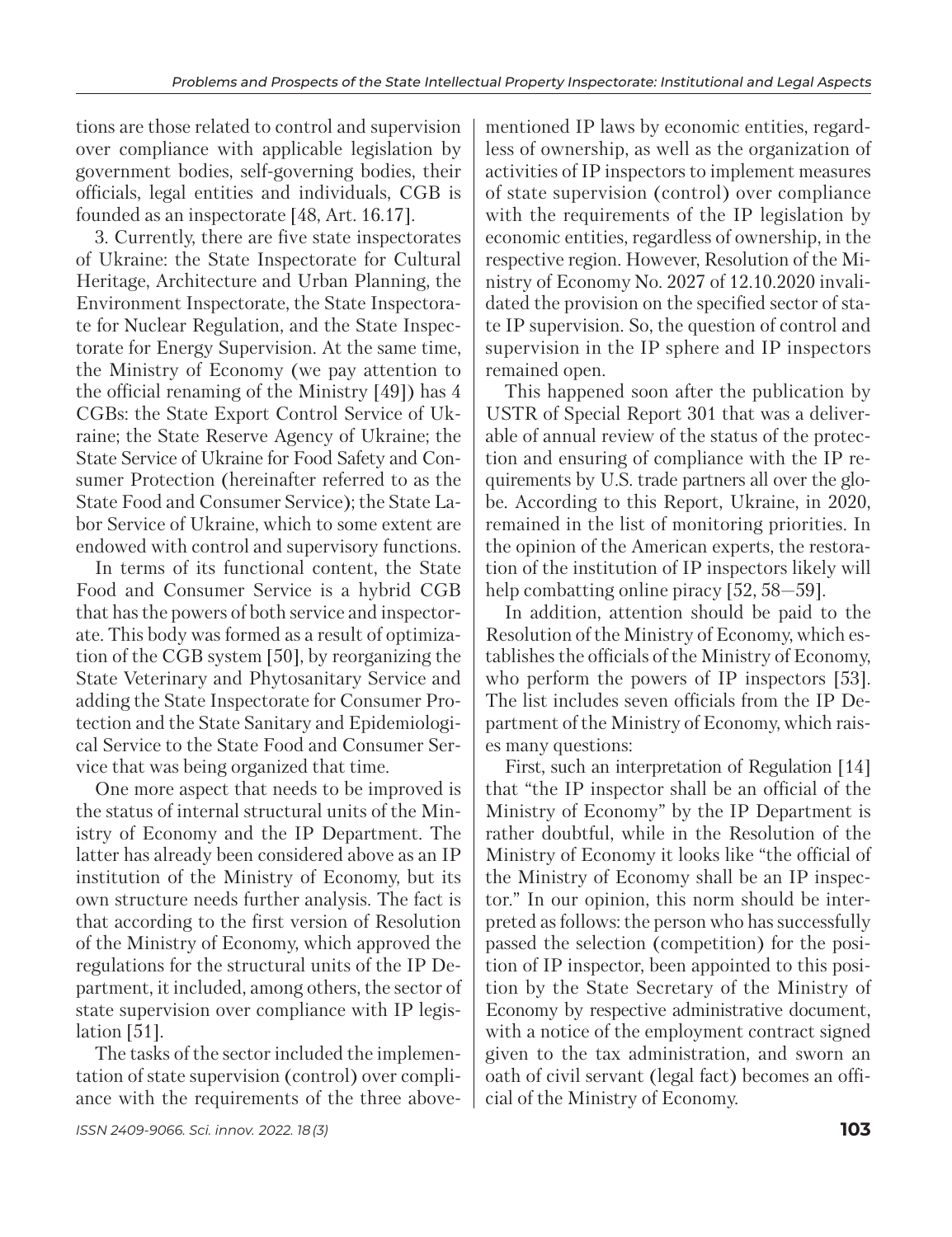tions are those related to control and supervision over compliance with applicable legislation by government bodies, self-governing bodies, their officials, legal entities and individuals, CGB is founded as an inspectorate [48, Art. 16.17].

3. Currently, there are five state inspectorates of Ukraine: the State Inspectorate for Cultural Heritage, Architecture and Urban Planning, the Environment Inspectorate, the State Inspectorate for Nuclear Regulation, and the State Inspectorate for Energy Supervision. At the same time, the Ministry of Economy (we pay attention to the official renaming of the Ministry [49]) has 4 CGBs: the State Export Control Service of Ukraine; the State Reserve Agency of Ukraine; the State Service of Ukraine for Food Safety and Consumer Protection (hereinafter referred to as the State Food and Consumer Service); the State Labor Service of Ukraine, which to some extent are endowed with control and supervisory functions.

In terms of its functional content, the State Food and Consumer Service is a hybrid CGB that has the powers of both service and inspectorate. This body was formed as a result of optimization of the CGB system [50], by reorganizing the State Veterinary and Phytosanitary Service and adding the State Inspectorate for Consumer Protection and the State Sanitary and Epidemiological Service to the State Food and Consumer Service that was being organized that time.

One more aspect that needs to be improved is the status of internal structural units of the Ministry of Economy and the IP Department. The latter has already been considered above as an IP institution of the Ministry of Economy, but its own structure needs further analysis. The fact is that according to the first version of Resolution of the Ministry of Economy, which approved the regulations for the structural units of the IP Department, it included, among others, the sector of state supervision over compliance with IP legislation [51].

The tasks of the sector included the implementation of state supervision (control) over compliance with the requirements of the three above-mentioned IP laws by economic entities, regardless of ownership, as well as the organization of activities of IP inspectors to implement measures of state supervision (control) over compliance with the requirements of the IP legislation by economic entities, regardless of ownership, in the respective region. However, Resolution of the Ministry of Economy No. 2027 of 12.10.2020 invalidated the provision on the specified sector of state IP supervision. So, the question of control and supervision in the IP sphere and IP inspectors remained open.

This happened soon after the publication by USTR of Special Report 301 that was a deliverable of annual review of the status of the protection and ensuring of compliance with the IP requirements by U.S. trade partners all over the globe. According to this Report, Ukraine, in 2020, remained in the list of monitoring priorities. In the opinion of the American experts, the restoration of the institution of IP inspectors likely will help combatting online piracy [52, 58—59].

In addition, attention should be paid to the Resolution of the Ministry of Economy, which establishes the officials of the Ministry of Economy, who perform the powers of IP inspectors [53]. The list includes seven officials from the IP Department of the Ministry of Economy, which raises many questions:

First, such an interpretation of Regulation [14] that "the IP inspector shall be an official of the Ministry of Economy" by the IP Department is rather doubtful, while in the Resolution of the Ministry of Economy it looks like "the official of the Ministry of Economy shall be an IP inspector." In our opinion, this norm should be interpreted as follows: the person who has successfully passed the selection (competition) for the position of IP inspector, been appointed to this position by the State Secretary of the Ministry of Economy by respective administrative document, with a notice of the employment contract signed given to the tax administration, and sworn an oath of civil servant (legal fact) becomes an official of the Ministry of Economy.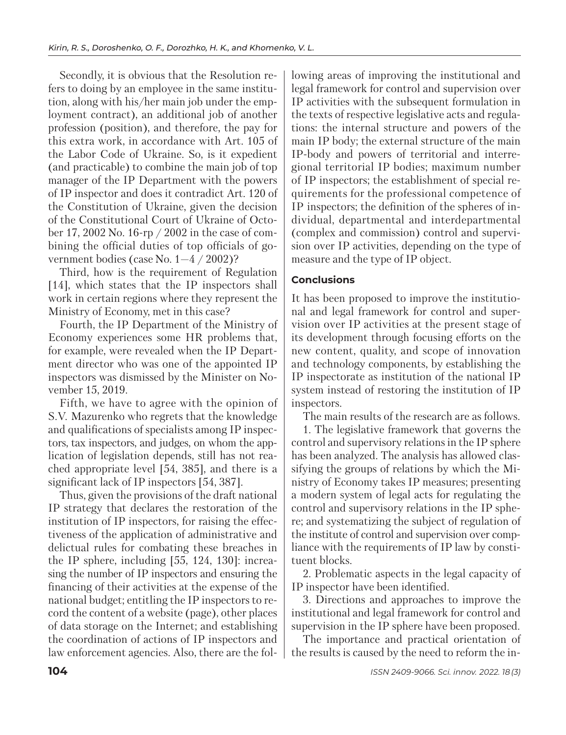Secondly, it is obvious that the Resolution refers to doing by an employee in the same institution, along with his/her main job under the employment contract), an additional job of another profession (position), and therefore, the pay for this extra work, in accordance with Art. 105 of the Labor Code of Ukraine. So, is it expedient (and practicable) to combine the main job of top manager of the IP Department with the powers of IP inspector and does it contradict Art. 120 of the Constitution of Ukraine, given the decision of the Constitutional Court of Ukraine of October 17, 2002 No. 16-rp / 2002 in the case of combining the official duties of top officials of government bodies (case No. 1—4 / 2002)?

Third, how is the requirement of Regulation [14], which states that the IP inspectors shall work in certain regions where they represent the Ministry of Economy, met in this case?

Fourth, the IP Department of the Ministry of Economy experiences some HR problems that, for example, were revealed when the IP Department director who was one of the appointed IP inspectors was dismissed by the Minister on November 15, 2019.

Fifth, we have to agree with the opinion of S.V. Mazurenko who regrets that the knowledge and qualifications of specialists among IP inspectors, tax inspectors, and judges, on whom the application of legislation depends, still has not reached appropriate level [54, 385], and there is a significant lack of IP inspectors [54, 387].

Thus, given the provisions of the draft national IP strategy that declares the restoration of the institution of IP inspectors, for raising the effectiveness of the application of administrative and delictual rules for combating these breaches in the IP sphere, including [55, 124, 130]: increasing the number of IP inspectors and ensuring the financing of their activities at the expense of the national budget; entitling the IP inspectors to record the content of a website (page), other places of data storage on the Internet; and establishing the coordination of actions of IP inspectors and law enforcement agencies. Also, there are the following areas of improving the institutional and legal framework for control and supervision over IP activities with the subsequent formulation in the texts of respective legislative acts and regulations: the internal structure and powers of the main IP body; the external structure of the main IP-body and powers of territorial and interregional territorial IP bodies; maximum number of IP inspectors; the establishment of special requirements for the professional competence of IP inspectors; the definition of the spheres of individual, departmental and interdepartmental (complex and commission) control and supervision over IP activities, depending on the type of measure and the type of IP object.

## Conclusions

It has been proposed to improve the institutional and legal framework for control and supervision over IP activities at the present stage of its development through focusing efforts on the new content, quality, and scope of innovation and technology components, by establishing the IP inspectorate as institution of the national IP system instead of restoring the institution of IP inspectors.

The main results of the research are as follows.

1. The legislative framework that governs the control and supervisory relations in the IP sphere has been analyzed. The analysis has allowed classifying the groups of relations by which the Ministry of Economy takes IP measures; presenting a modern system of legal acts for regulating the control and supervisory relations in the IP sphere; and systematizing the subject of regulation of the institute of control and supervision over compliance with the requirements of IP law by constituent blocks.

2. Problematic aspects in the legal capacity of IP inspector have been identified.

3. Directions and approaches to improve the institutional and legal framework for control and supervision in the IP sphere have been proposed.

The importance and practical orientation of the results is caused by the need to reform the in-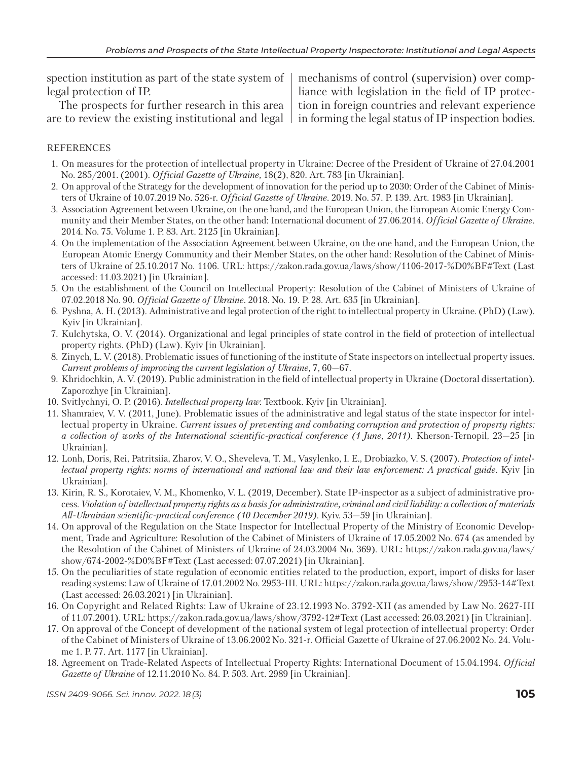spection institution as part of the state system of legal protection of IP.

The prospects for further research in this area are to review the existing institutional and legal mechanisms of control (supervision) over compliance with legislation in the field of IP protection in foreign countries and relevant experience in forming the legal status of IP inspection bodies.

## REFERENCES

1. On measures for the protection of intellectual property in Ukraine: Decree of the President of Ukraine of 27.04.2001 No. 285/2001. (2001). *Official Gazette of Ukraine*, 18(2), 820. Art. 783 [in Ukrainian].
2. On approval of the Strategy for the development of innovation for the period up to 2030: Order of the Cabinet of Ministers of Ukraine of 10.07.2019 No. 526-r. *Official Gazette of Ukraine*. 2019. No. 57. P. 139. Art. 1983 [in Ukrainian].
3. Association Agreement between Ukraine, on the one hand, and the European Union, the European Atomic Energy Community and their Member States, on the other hand: International document of 27.06.2014. *Official Gazette of Ukraine*. 2014. No. 75. Volume 1. P. 83. Art. 2125 [in Ukrainian].
4. On the implementation of the Association Agreement between Ukraine, on the one hand, and the European Union, the European Atomic Energy Community and their Member States, on the other hand: Resolution of the Cabinet of Ministers of Ukraine of 25.10.2017 No. 1106. URL: https://zakon.rada.gov.ua/laws/show/1106-2017-%D0%BF#Text (Last accessed: 11.03.2021) [in Ukrainian].
5. On the establishment of the Council on Intellectual Property: Resolution of the Cabinet of Ministers of Ukraine of 07.02.2018 No. 90. *Official Gazette of Ukraine*. 2018. No. 19. P. 28. Art. 635 [in Ukrainian].
6. Pyshna, A. H. (2013). Administrative and legal protection of the right to intellectual property in Ukraine. (PhD) (Law). Kyiv [in Ukrainian].
7. Kulchytska, O. V. (2014). Organizational and legal principles of state control in the field of protection of intellectual property rights. (PhD) (Law). Kyiv [in Ukrainian].
8. Zinych, L. V. (2018). Problematic issues of functioning of the institute of State inspectors on intellectual property issues. *Current problems of improving the current legislation of Ukraine,* 7, 60–67.
9. Khridochkin, A. V. (2019). Public administration in the field of intellectual property in Ukraine (Doctoral dissertation). Zaporozhye [in Ukrainian].
10. Svitlychnyi, O. P. (2016). *Intellectual property law*: Textbook. Kyiv [in Ukrainian].
11. Shamraiev, V. V. (2011, June). Problematic issues of the administrative and legal status of the state inspector for intellectual property in Ukraine. *Current issues of preventing and combating corruption and protection of property rights: a collection of works of the International scientific-practical conference (1 June, 2011)*. Kherson-Ternopil, 23–25 [in Ukrainian].
12. Lonh, Doris, Rei, Patritsiia, Zharov, V. O., Sheveleva, T. M., Vasylenko, I. E., Drobiazko, V. S. (2007). *Protection of intellectual property rights: norms of international and national law and their law enforcement: A practical guide*. Kyiv [in Ukrainian].
13. Kirin, R. S., Korotaiev, V. M., Khomenko, V. L. (2019, December). State IP-inspector as a subject of administrative process. *Violation of intellectual property rights as a basis for administrative, criminal and civil liability: a collection of materials All-Ukrainian scientific-practical conference (10 December 2019)*. Kyiv. 53–59 [in Ukrainian].
14. On approval of the Regulation on the State Inspector for Intellectual Property of the Ministry of Economic Development, Trade and Agriculture: Resolution of the Cabinet of Ministers of Ukraine of 17.05.2002 No. 674 (as amended by the Resolution of the Cabinet of Ministers of Ukraine of 24.03.2004 No. 369). URL: https://zakon.rada.gov.ua/laws/show/674-2002-%D0%BF#Text (Last accessed: 07.07.2021) [in Ukrainian].
15. On the peculiarities of state regulation of economic entities related to the production, export, import of disks for laser reading systems: Law of Ukraine of 17.01.2002 No. 2953-III. URL: https://zakon.rada.gov.ua/laws/show/2953-14#Text (Last accessed: 26.03.2021) [in Ukrainian].
16. On Copyright and Related Rights: Law of Ukraine of 23.12.1993 No. 3792-XII (as amended by Law No. 2627-III of 11.07.2001). URL: https://zakon.rada.gov.ua/laws/show/3792-12#Text (Last accessed: 26.03.2021) [in Ukrainian].
17. On approval of the Concept of development of the national system of legal protection of intellectual property: Order of the Cabinet of Ministers of Ukraine of 13.06.2002 No. 321-r. Official Gazette of Ukraine of 27.06.2002 No. 24. Volume 1. P. 77. Art. 1177 [in Ukrainian].
18. Agreement on Trade-Related Aspects of Intellectual Property Rights: International Document of 15.04.1994. *Official Gazette of Ukraine* of 12.11.2010 No. 84. P. 503. Art. 2989 [in Ukrainian].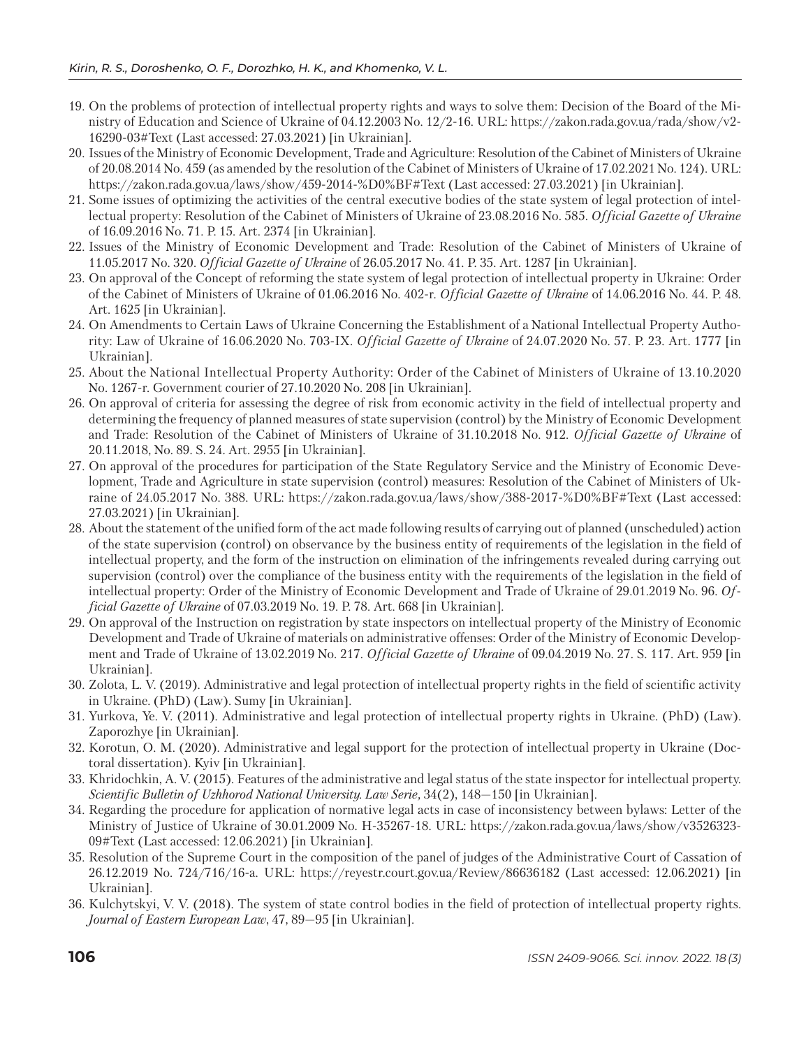19. On the problems of protection of intellectual property rights and ways to solve them: Decision of the Board of the Ministry of Education and Science of Ukraine of 04.12.2003 No. 12/2-16. URL: https://zakon.rada.gov.ua/rada/show/v2-16290-03#Text (Last accessed: 27.03.2021) [in Ukrainian].
20. Issues of the Ministry of Economic Development, Trade and Agriculture: Resolution of the Cabinet of Ministers of Ukraine of 20.08.2014 No. 459 (as amended by the resolution of the Cabinet of Ministers of Ukraine of 17.02.2021 No. 124). URL: https://zakon.rada.gov.ua/laws/show/459-2014-%D0%BF#Text (Last accessed: 27.03.2021) [in Ukrainian].
21. Some issues of optimizing the activities of the central executive bodies of the state system of legal protection of intellectual property: Resolution of the Cabinet of Ministers of Ukraine of 23.08.2016 No. 585. *Official Gazette of Ukraine* of 16.09.2016 No. 71. P. 15. Art. 2374 [in Ukrainian].
22. Issues of the Ministry of Economic Development and Trade: Resolution of the Cabinet of Ministers of Ukraine of 11.05.2017 No. 320. *Official Gazette of Ukraine* of 26.05.2017 No. 41. P. 35. Art. 1287 [in Ukrainian].
23. On approval of the Concept of reforming the state system of legal protection of intellectual property in Ukraine: Order of the Cabinet of Ministers of Ukraine of 01.06.2016 No. 402-r. *Official Gazette of Ukraine* of 14.06.2016 No. 44. P. 48. Art. 1625 [in Ukrainian].
24. On Amendments to Certain Laws of Ukraine Concerning the Establishment of a National Intellectual Property Authority: Law of Ukraine of 16.06.2020 No. 703-IX. *Official Gazette of Ukraine* of 24.07.2020 No. 57. P. 23. Art. 1777 [in Ukrainian].
25. About the National Intellectual Property Authority: Order of the Cabinet of Ministers of Ukraine of 13.10.2020 No. 1267-r. Government courier of 27.10.2020 No. 208 [in Ukrainian].
26. On approval of criteria for assessing the degree of risk from economic activity in the field of intellectual property and determining the frequency of planned measures of state supervision (control) by the Ministry of Economic Development and Trade: Resolution of the Cabinet of Ministers of Ukraine of 31.10.2018 No. 912. *Official Gazette of Ukraine* of 20.11.2018, No. 89. S. 24. Art. 2955 [in Ukrainian].
27. On approval of the procedures for participation of the State Regulatory Service and the Ministry of Economic Development, Trade and Agriculture in state supervision (control) measures: Resolution of the Cabinet of Ministers of Ukraine of 24.05.2017 No. 388. URL: https://zakon.rada.gov.ua/laws/show/388-2017-%D0%BF#Text (Last accessed: 27.03.2021) [in Ukrainian].
28. About the statement of the unified form of the act made following results of carrying out of planned (unscheduled) action of the state supervision (control) on observance by the business entity of requirements of the legislation in the field of intellectual property, and the form of the instruction on elimination of the infringements revealed during carrying out supervision (control) over the compliance of the business entity with the requirements of the legislation in the field of intellectual property: Order of the Ministry of Economic Development and Trade of Ukraine of 29.01.2019 No. 96. *Official Gazette of Ukraine* of 07.03.2019 No. 19. P. 78. Art. 668 [in Ukrainian].
29. On approval of the Instruction on registration by state inspectors on intellectual property of the Ministry of Economic Development and Trade of Ukraine of materials on administrative offenses: Order of the Ministry of Economic Development and Trade of Ukraine of 13.02.2019 No. 217. *Official Gazette of Ukraine* of 09.04.2019 No. 27. S. 117. Art. 959 [in Ukrainian].
30. Zolota, L. V. (2019). Administrative and legal protection of intellectual property rights in the field of scientific activity in Ukraine. (PhD) (Law). Sumy [in Ukrainian].
31. Yurkova, Ye. V. (2011). Administrative and legal protection of intellectual property rights in Ukraine. (PhD) (Law). Zaporozhye [in Ukrainian].
32. Korotun, O. M. (2020). Administrative and legal support for the protection of intellectual property in Ukraine (Doctoral dissertation). Kyiv [in Ukrainian].
33. Khridochkin, A. V. (2015). Features of the administrative and legal status of the state inspector for intellectual property. *Scientific Bulletin of Uzhhorod National University. Law Serie*, 34(2), 148—150 [in Ukrainian].
34. Regarding the procedure for application of normative legal acts in case of inconsistency between bylaws: Letter of the Ministry of Justice of Ukraine of 30.01.2009 No. H-35267-18. URL: https://zakon.rada.gov.ua/laws/show/v3526323-09#Text (Last accessed: 12.06.2021) [in Ukrainian].
35. Resolution of the Supreme Court in the composition of the panel of judges of the Administrative Court of Cassation of 26.12.2019 No. 724/716/16-a. URL: https://reyestr.court.gov.ua/Review/86636182 (Last accessed: 12.06.2021) [in Ukrainian].
36. Kulchytskyi, V. V. (2018). The system of state control bodies in the field of protection of intellectual property rights. *Journal of Eastern European Law*, 47, 89—95 [in Ukrainian].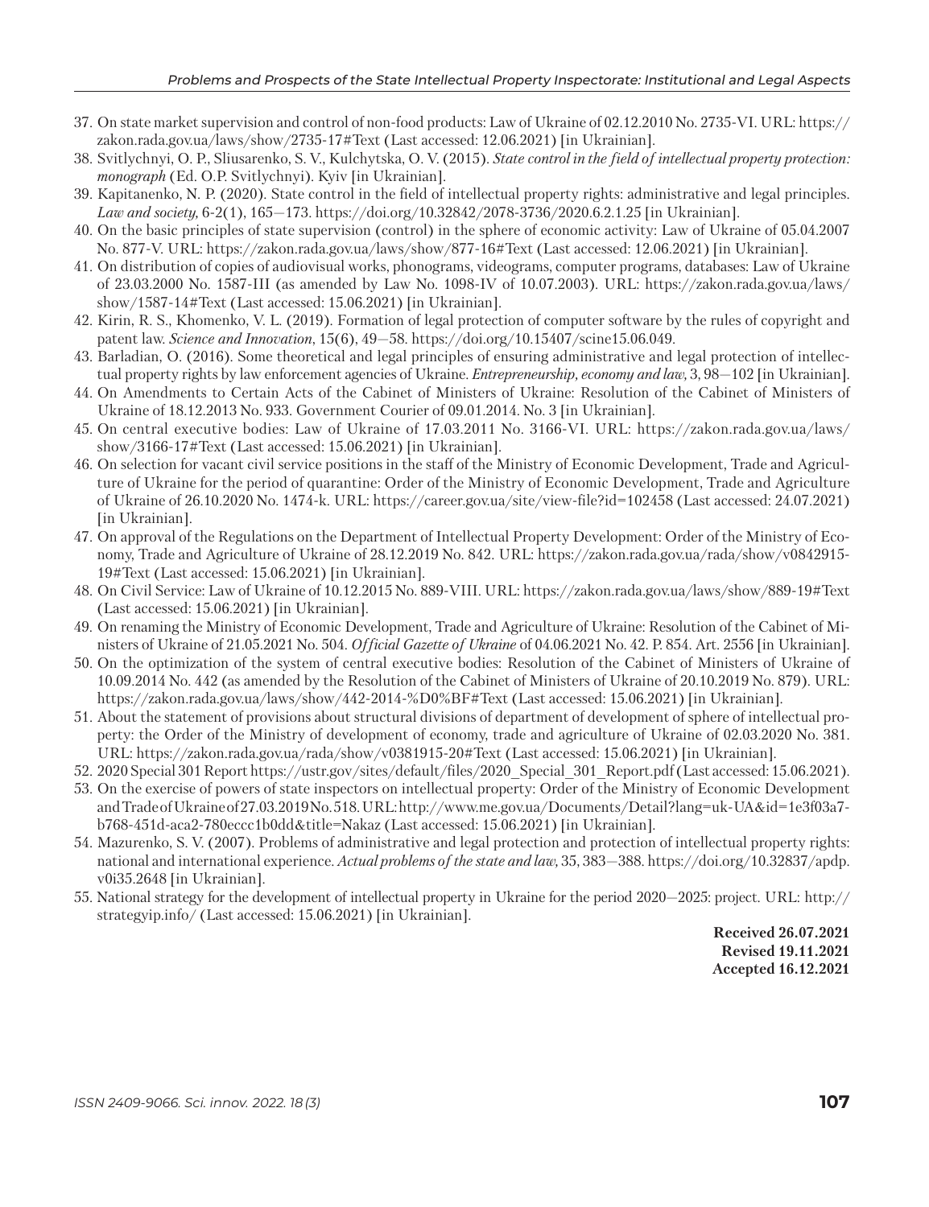37. On state market supervision and control of non-food products: Law of Ukraine of 02.12.2010 No. 2735-VI. URL: https://zakon.rada.gov.ua/laws/show/2735-17#Text (Last accessed: 12.06.2021) [in Ukrainian].
38. Svitlychnyi, O. P., Sliusarenko, S. V., Kulchytska, O. V. (2015). *State control in the field of intellectual property protection: monograph* (Ed. O.P. Svitlychnyi). Kyiv [in Ukrainian].
39. Kapitanenko, N. P. (2020). State control in the field of intellectual property rights: administrative and legal principles. *Law and society*, 6-2(1), 165–173. https://doi.org/10.32842/2078-3736/2020.6.2.1.25 [in Ukrainian].
40. On the basic principles of state supervision (control) in the sphere of economic activity: Law of Ukraine of 05.04.2007 No. 877-V. URL: https://zakon.rada.gov.ua/laws/show/877-16#Text (Last accessed: 12.06.2021) [in Ukrainian].
41. On distribution of copies of audiovisual works, phonograms, videograms, computer programs, databases: Law of Ukraine of 23.03.2000 No. 1587-III (as amended by Law No. 1098-IV of 10.07.2003). URL: https://zakon.rada.gov.ua/laws/show/1587-14#Text (Last accessed: 15.06.2021) [in Ukrainian].
42. Kirin, R. S., Khomenko, V. L. (2019). Formation of legal protection of computer software by the rules of copyright and patent law. *Science and Innovation*, 15(6), 49–58. https://doi.org/10.15407/scine15.06.049.
43. Barladian, O. (2016). Some theoretical and legal principles of ensuring administrative and legal protection of intellectual property rights by law enforcement agencies of Ukraine. *Entrepreneurship, economy and law*, 3, 98–102 [in Ukrainian].
44. On Amendments to Certain Acts of the Cabinet of Ministers of Ukraine: Resolution of the Cabinet of Ministers of Ukraine of 18.12.2013 No. 933. Government Courier of 09.01.2014. No. 3 [in Ukrainian].
45. On central executive bodies: Law of Ukraine of 17.03.2011 No. 3166-VI. URL: https://zakon.rada.gov.ua/laws/show/3166-17#Text (Last accessed: 15.06.2021) [in Ukrainian].
46. On selection for vacant civil service positions in the staff of the Ministry of Economic Development, Trade and Agriculture of Ukraine for the period of quarantine: Order of the Ministry of Economic Development, Trade and Agriculture of Ukraine of 26.10.2020 No. 1474-k. URL: https://career.gov.ua/site/view-file?id=102458 (Last accessed: 24.07.2021) [in Ukrainian].
47. On approval of the Regulations on the Department of Intellectual Property Development: Order of the Ministry of Economy, Trade and Agriculture of Ukraine of 28.12.2019 No. 842. URL: https://zakon.rada.gov.ua/rada/show/v0842915-19#Text (Last accessed: 15.06.2021) [in Ukrainian].
48. On Civil Service: Law of Ukraine of 10.12.2015 No. 889-VIII. URL: https://zakon.rada.gov.ua/laws/show/889-19#Text (Last accessed: 15.06.2021) [in Ukrainian].
49. On renaming the Ministry of Economic Development, Trade and Agriculture of Ukraine: Resolution of the Cabinet of Ministers of Ukraine of 21.05.2021 No. 504. *Official Gazette of Ukraine* of 04.06.2021 No. 42. P. 854. Art. 2556 [in Ukrainian].
50. On the optimization of the system of central executive bodies: Resolution of the Cabinet of Ministers of Ukraine of 10.09.2014 No. 442 (as amended by the Resolution of the Cabinet of Ministers of Ukraine of 20.10.2019 No. 879). URL: https://zakon.rada.gov.ua/laws/show/442-2014-%D0%BF#Text (Last accessed: 15.06.2021) [in Ukrainian].
51. About the statement of provisions about structural divisions of department of development of sphere of intellectual property: the Order of the Ministry of development of economy, trade and agriculture of Ukraine of 02.03.2020 No. 381. URL: https://zakon.rada.gov.ua/rada/show/v0381915-20#Text (Last accessed: 15.06.2021) [in Ukrainian].
52. 2020 Special 301 Report https://ustr.gov/sites/default/files/2020_Special_301_Report.pdf (Last accessed: 15.06.2021).
53. On the exercise of powers of state inspectors on intellectual property: Order of the Ministry of Economic Development and Trade of Ukraine of 27.03.2019 No. 518. URL: http://www.me.gov.ua/Documents/Detail?lang=uk-UA&id=1e3f03a7-b768-451d-aca2-780eccc1b0dd&title=Nakaz (Last accessed: 15.06.2021) [in Ukrainian].
54. Mazurenko, S. V. (2007). Problems of administrative and legal protection and protection of intellectual property rights: national and international experience. *Actual problems of the state and law*, 35, 383–388. https://doi.org/10.32837/apdp.v0i35.2648 [in Ukrainian].
55. National strategy for the development of intellectual property in Ukraine for the period 2020–2025: project. URL: http://strategyip.info/ (Last accessed: 15.06.2021) [in Ukrainian].

**Received 26.07.2021**
**Revised 19.11.2021**
**Accepted 16.12.2021**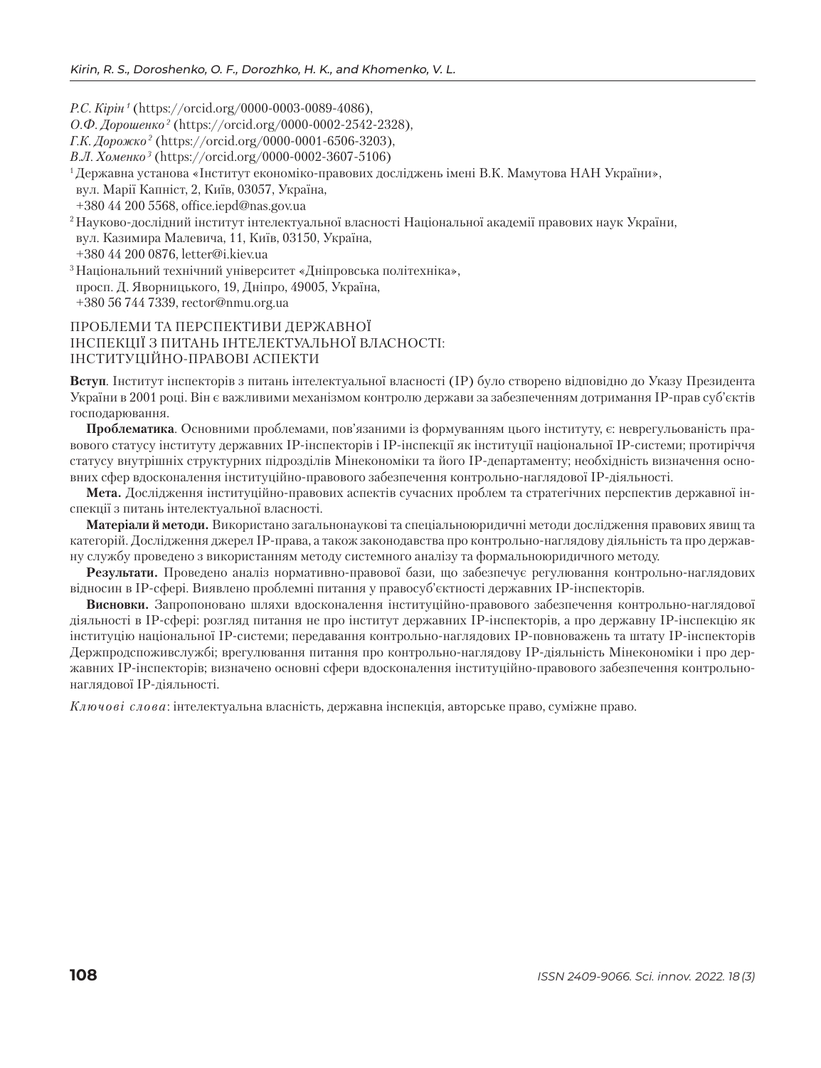*Р.С. Кірін*[1] (https://orcid.org/0000-0003-0089-4086),
*О.Ф. Дорошенко*[2] (https://orcid.org/0000-0002-2542-2328),
*Г.К. Дорожко*[2] (https://orcid.org/0000-0001-6506-3203),
*В.Л. Хоменко*[3] (https://orcid.org/0000-0002-3607-5106)

[1] Державна установа «Інститут економіко-правових досліджень імені В.К. Мамутова НАН України»,
вул. Марії Капніст, 2, Київ, 03057, Україна,
+380 44 200 5568, office.iepd@nas.gov.ua

[2] Науково-дослідний інститут інтелектуальної власності Національної академії правових наук України,
вул. Казимира Малевича, 11, Київ, 03150, Україна,
+380 44 200 0876, letter@i.kiev.ua

[3] Національний технічний університет «Дніпровська політехніка»,
просп. Д. Яворницького, 19, Дніпро, 49005, Україна,
+380 56 744 7339, rector@nmu.org.ua

# ПРОБЛЕМИ ТА ПЕРСПЕКТИВИ ДЕРЖАВНОЇ ІНСПЕКЦІЇ З ПИТАНЬ ІНТЕЛЕКТУАЛЬНОЇ ВЛАСНОСТІ: ІНСТИТУЦІЙНО-ПРАВОВІ АСПЕКТИ

**Вступ**. Інститут інспекторів з питань інтелектуальної власності (ІР) було створено відповідно до Указу Президента України в 2001 році. Він є важливими механізмом контролю держави за забезпеченням дотримання ІР-прав суб'єктів господарювання.

**Проблематика**. Основними проблемами, пов'язаними із формуванням цього інституту, є: неврегульованість правового статусу інституту державних ІР-інспекторів і ІР-інспекції як інституції національної ІР-системи; протиріччя статусу внутрішніх структурних підрозділів Мінекономіки та його ІР-департаменту; необхідність визначення основних сфер вдосконалення інституційно-правового забезпечення контрольно-наглядової ІР-діяльності.

**Мета.** Дослідження інституційно-правових аспектів сучасних проблем та стратегічних перспектив державної інспекції з питань інтелектуальної власності.

**Матеріали й методи.** Використано загальнонаукові та спеціальноюридичні методи дослідження правових явищ та категорій. Дослідження джерел ІР-права, а також законодавства про контрольно-наглядову діяльність та про державну службу проведено з використанням методу системного аналізу та формальноюридичного методу.

**Результати.** Проведено аналіз нормативно-правової бази, що забезпечує регулювання контрольно-наглядових відносин в ІР-сфері. Виявлено проблемні питання у правосуб'єктності державних ІР-інспекторів.

**Висновки.** Запропоновано шляхи вдосконалення інституційно-правового забезпечення контрольно-наглядової діяльності в ІР-сфері: розгляд питання не про інститут державних ІР-інспекторів, а про державну ІР-інспекцію як інституцію національної ІР-системи; передавання контрольно-наглядових ІР-повноважень та штату ІР-інспекторів Держпродспоживслужбі; врегулювання питання про контрольно-наглядову ІР-діяльність Мінекономіки і про державних ІР-інспекторів; визначено основні сфери вдосконалення інституційно-правового забезпечення контрольно-наглядової ІР-діяльності.

*Ключові слова*: інтелектуальна власність, державна інспекція, авторське право, суміжне право.